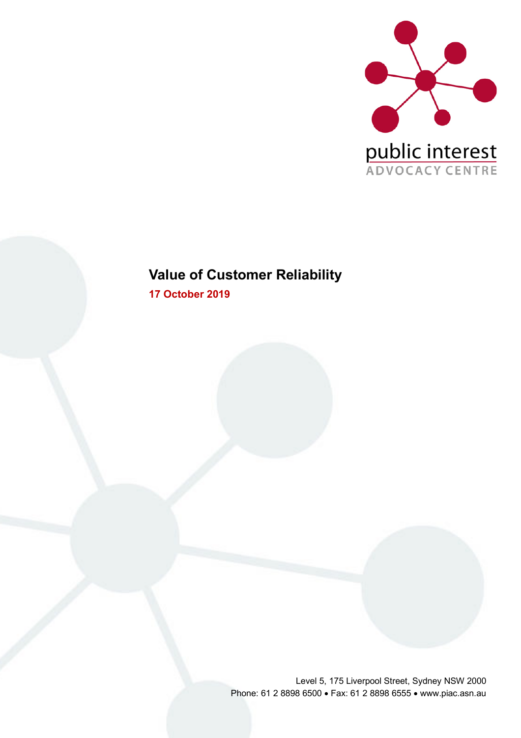public interest
ADVOCACY CENTRE

# Value of Customer Reliability

**17 October 2019**

Level 5, 175 Liverpool Street, Sydney NSW 2000
Phone: 61 2 8898 6500 • Fax: 61 2 8898 6555 • www.piac.asn.au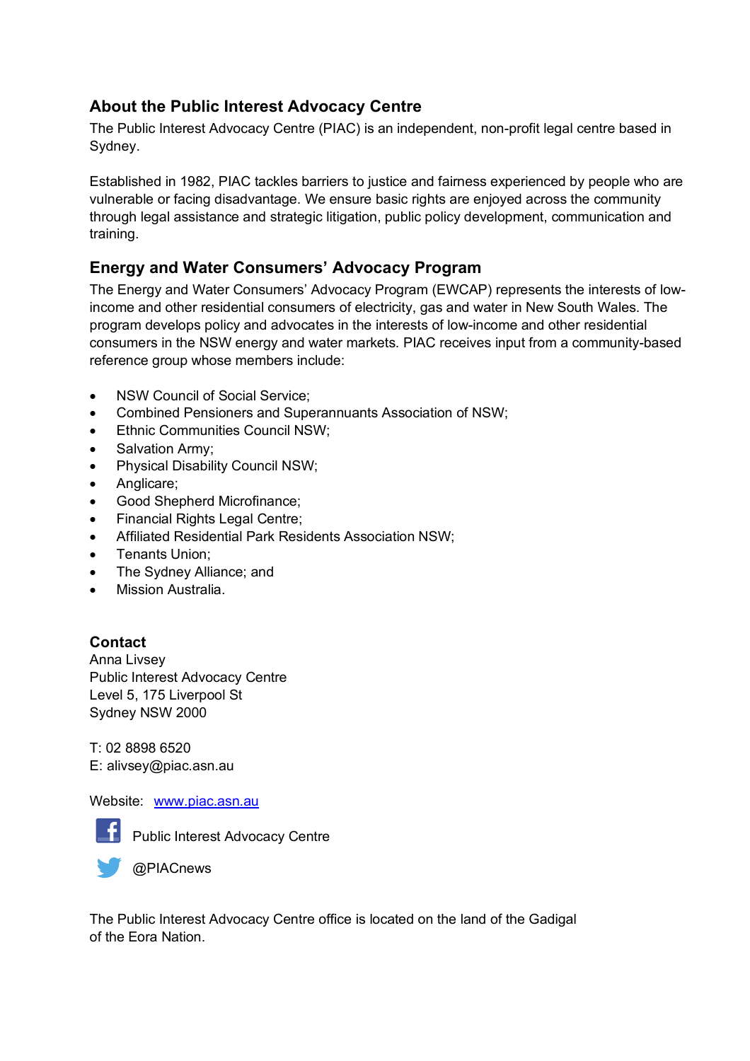## About the Public Interest Advocacy Centre

The Public Interest Advocacy Centre (PIAC) is an independent, non-profit legal centre based in Sydney.

Established in 1982, PIAC tackles barriers to justice and fairness experienced by people who are vulnerable or facing disadvantage. We ensure basic rights are enjoyed across the community through legal assistance and strategic litigation, public policy development, communication and training.

## Energy and Water Consumers' Advocacy Program

The Energy and Water Consumers' Advocacy Program (EWCAP) represents the interests of low-income and other residential consumers of electricity, gas and water in New South Wales. The program develops policy and advocates in the interests of low-income and other residential consumers in the NSW energy and water markets. PIAC receives input from a community-based reference group whose members include:

- NSW Council of Social Service;
- Combined Pensioners and Superannuants Association of NSW;
- Ethnic Communities Council NSW;
- Salvation Army;
- Physical Disability Council NSW;
- Anglicare;
- Good Shepherd Microfinance;
- Financial Rights Legal Centre;
- Affiliated Residential Park Residents Association NSW;
- Tenants Union;
- The Sydney Alliance; and
- Mission Australia.

**Contact**

Anna Livsey
Public Interest Advocacy Centre
Level 5, 175 Liverpool St
Sydney NSW 2000

T: 02 8898 6520
E: alivsey@piac.asn.au

Website: www.piac.asn.au

Public Interest Advocacy Centre

@PIACnews

The Public Interest Advocacy Centre office is located on the land of the Gadigal of the Eora Nation.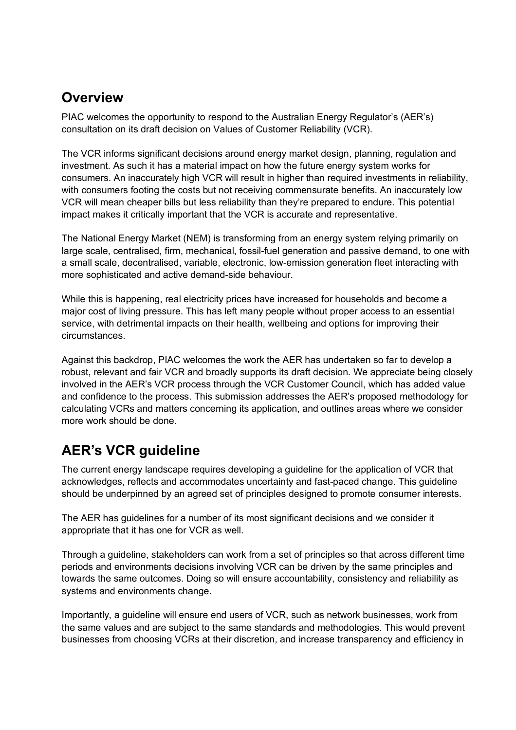## Overview

PIAC welcomes the opportunity to respond to the Australian Energy Regulator's (AER's) consultation on its draft decision on Values of Customer Reliability (VCR).

The VCR informs significant decisions around energy market design, planning, regulation and investment. As such it has a material impact on how the future energy system works for consumers. An inaccurately high VCR will result in higher than required investments in reliability, with consumers footing the costs but not receiving commensurate benefits. An inaccurately low VCR will mean cheaper bills but less reliability than they're prepared to endure. This potential impact makes it critically important that the VCR is accurate and representative.

The National Energy Market (NEM) is transforming from an energy system relying primarily on large scale, centralised, firm, mechanical, fossil-fuel generation and passive demand, to one with a small scale, decentralised, variable, electronic, low-emission generation fleet interacting with more sophisticated and active demand-side behaviour.

While this is happening, real electricity prices have increased for households and become a major cost of living pressure. This has left many people without proper access to an essential service, with detrimental impacts on their health, wellbeing and options for improving their circumstances.

Against this backdrop, PIAC welcomes the work the AER has undertaken so far to develop a robust, relevant and fair VCR and broadly supports its draft decision. We appreciate being closely involved in the AER's VCR process through the VCR Customer Council, which has added value and confidence to the process. This submission addresses the AER's proposed methodology for calculating VCRs and matters concerning its application, and outlines areas where we consider more work should be done.

## AER's VCR guideline

The current energy landscape requires developing a guideline for the application of VCR that acknowledges, reflects and accommodates uncertainty and fast-paced change. This guideline should be underpinned by an agreed set of principles designed to promote consumer interests.

The AER has guidelines for a number of its most significant decisions and we consider it appropriate that it has one for VCR as well.

Through a guideline, stakeholders can work from a set of principles so that across different time periods and environments decisions involving VCR can be driven by the same principles and towards the same outcomes. Doing so will ensure accountability, consistency and reliability as systems and environments change.

Importantly, a guideline will ensure end users of VCR, such as network businesses, work from the same values and are subject to the same standards and methodologies. This would prevent businesses from choosing VCRs at their discretion, and increase transparency and efficiency in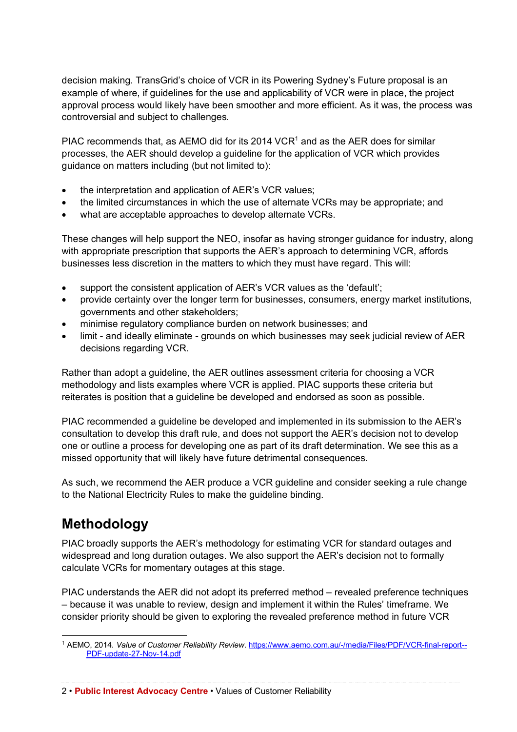decision making. TransGrid's choice of VCR in its Powering Sydney's Future proposal is an example of where, if guidelines for the use and applicability of VCR were in place, the project approval process would likely have been smoother and more efficient. As it was, the process was controversial and subject to challenges.

PIAC recommends that, as AEMO did for its 2014 VCR[1] and as the AER does for similar processes, the AER should develop a guideline for the application of VCR which provides guidance on matters including (but not limited to):

- the interpretation and application of AER's VCR values;
- the limited circumstances in which the use of alternate VCRs may be appropriate; and
- what are acceptable approaches to develop alternate VCRs.

These changes will help support the NEO, insofar as having stronger guidance for industry, along with appropriate prescription that supports the AER's approach to determining VCR, affords businesses less discretion in the matters to which they must have regard. This will:

- support the consistent application of AER's VCR values as the 'default';
- provide certainty over the longer term for businesses, consumers, energy market institutions, governments and other stakeholders;
- minimise regulatory compliance burden on network businesses; and
- limit - and ideally eliminate - grounds on which businesses may seek judicial review of AER decisions regarding VCR.

Rather than adopt a guideline, the AER outlines assessment criteria for choosing a VCR methodology and lists examples where VCR is applied. PIAC supports these criteria but reiterates is position that a guideline be developed and endorsed as soon as possible.

PIAC recommended a guideline be developed and implemented in its submission to the AER's consultation to develop this draft rule, and does not support the AER's decision not to develop one or outline a process for developing one as part of its draft determination. We see this as a missed opportunity that will likely have future detrimental consequences.

As such, we recommend the AER produce a VCR guideline and consider seeking a rule change to the National Electricity Rules to make the guideline binding.

## Methodology

PIAC broadly supports the AER's methodology for estimating VCR for standard outages and widespread and long duration outages. We also support the AER's decision not to formally calculate VCRs for momentary outages at this stage.

PIAC understands the AER did not adopt its preferred method – revealed preference techniques – because it was unable to review, design and implement it within the Rules' timeframe. We consider priority should be given to exploring the revealed preference method in future VCR

[1] AEMO, 2014. *Value of Customer Reliability Review*. https://www.aemo.com.au/-/media/Files/PDF/VCR-final-report--PDF-update-27-Nov-14.pdf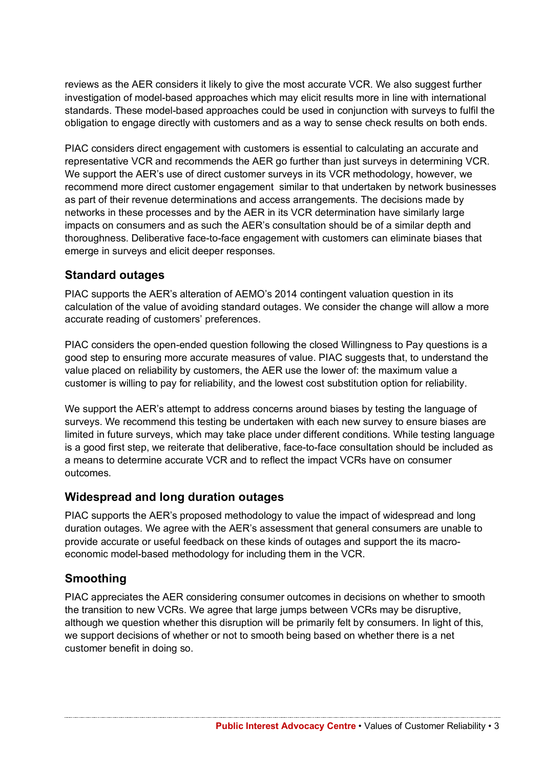reviews as the AER considers it likely to give the most accurate VCR. We also suggest further investigation of model-based approaches which may elicit results more in line with international standards. These model-based approaches could be used in conjunction with surveys to fulfil the obligation to engage directly with customers and as a way to sense check results on both ends.

PIAC considers direct engagement with customers is essential to calculating an accurate and representative VCR and recommends the AER go further than just surveys in determining VCR. We support the AER's use of direct customer surveys in its VCR methodology, however, we recommend more direct customer engagement similar to that undertaken by network businesses as part of their revenue determinations and access arrangements. The decisions made by networks in these processes and by the AER in its VCR determination have similarly large impacts on consumers and as such the AER's consultation should be of a similar depth and thoroughness. Deliberative face-to-face engagement with customers can eliminate biases that emerge in surveys and elicit deeper responses.

## Standard outages

PIAC supports the AER's alteration of AEMO's 2014 contingent valuation question in its calculation of the value of avoiding standard outages. We consider the change will allow a more accurate reading of customers' preferences.

PIAC considers the open-ended question following the closed Willingness to Pay questions is a good step to ensuring more accurate measures of value. PIAC suggests that, to understand the value placed on reliability by customers, the AER use the lower of: the maximum value a customer is willing to pay for reliability, and the lowest cost substitution option for reliability.

We support the AER's attempt to address concerns around biases by testing the language of surveys. We recommend this testing be undertaken with each new survey to ensure biases are limited in future surveys, which may take place under different conditions. While testing language is a good first step, we reiterate that deliberative, face-to-face consultation should be included as a means to determine accurate VCR and to reflect the impact VCRs have on consumer outcomes.

## Widespread and long duration outages

PIAC supports the AER's proposed methodology to value the impact of widespread and long duration outages. We agree with the AER's assessment that general consumers are unable to provide accurate or useful feedback on these kinds of outages and support the its macro-economic model-based methodology for including them in the VCR.

## Smoothing

PIAC appreciates the AER considering consumer outcomes in decisions on whether to smooth the transition to new VCRs. We agree that large jumps between VCRs may be disruptive, although we question whether this disruption will be primarily felt by consumers. In light of this, we support decisions of whether or not to smooth being based on whether there is a net customer benefit in doing so.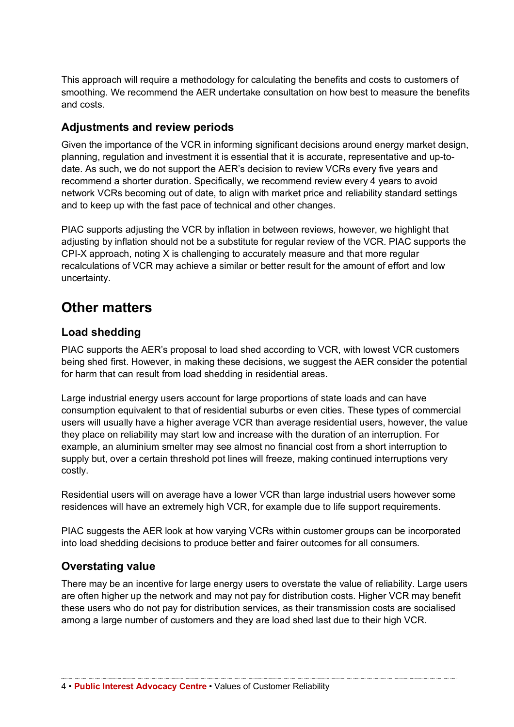This approach will require a methodology for calculating the benefits and costs to customers of smoothing. We recommend the AER undertake consultation on how best to measure the benefits and costs.

### Adjustments and review periods

Given the importance of the VCR in informing significant decisions around energy market design, planning, regulation and investment it is essential that it is accurate, representative and up-to-date. As such, we do not support the AER's decision to review VCRs every five years and recommend a shorter duration. Specifically, we recommend review every 4 years to avoid network VCRs becoming out of date, to align with market price and reliability standard settings and to keep up with the fast pace of technical and other changes.

PIAC supports adjusting the VCR by inflation in between reviews, however, we highlight that adjusting by inflation should not be a substitute for regular review of the VCR. PIAC supports the CPI-X approach, noting X is challenging to accurately measure and that more regular recalculations of VCR may achieve a similar or better result for the amount of effort and low uncertainty.

## Other matters

### Load shedding

PIAC supports the AER's proposal to load shed according to VCR, with lowest VCR customers being shed first. However, in making these decisions, we suggest the AER consider the potential for harm that can result from load shedding in residential areas.

Large industrial energy users account for large proportions of state loads and can have consumption equivalent to that of residential suburbs or even cities. These types of commercial users will usually have a higher average VCR than average residential users, however, the value they place on reliability may start low and increase with the duration of an interruption. For example, an aluminium smelter may see almost no financial cost from a short interruption to supply but, over a certain threshold pot lines will freeze, making continued interruptions very costly.

Residential users will on average have a lower VCR than large industrial users however some residences will have an extremely high VCR, for example due to life support requirements.

PIAC suggests the AER look at how varying VCRs within customer groups can be incorporated into load shedding decisions to produce better and fairer outcomes for all consumers.

### Overstating value

There may be an incentive for large energy users to overstate the value of reliability. Large users are often higher up the network and may not pay for distribution costs. Higher VCR may benefit these users who do not pay for distribution services, as their transmission costs are socialised among a large number of customers and they are load shed last due to their high VCR.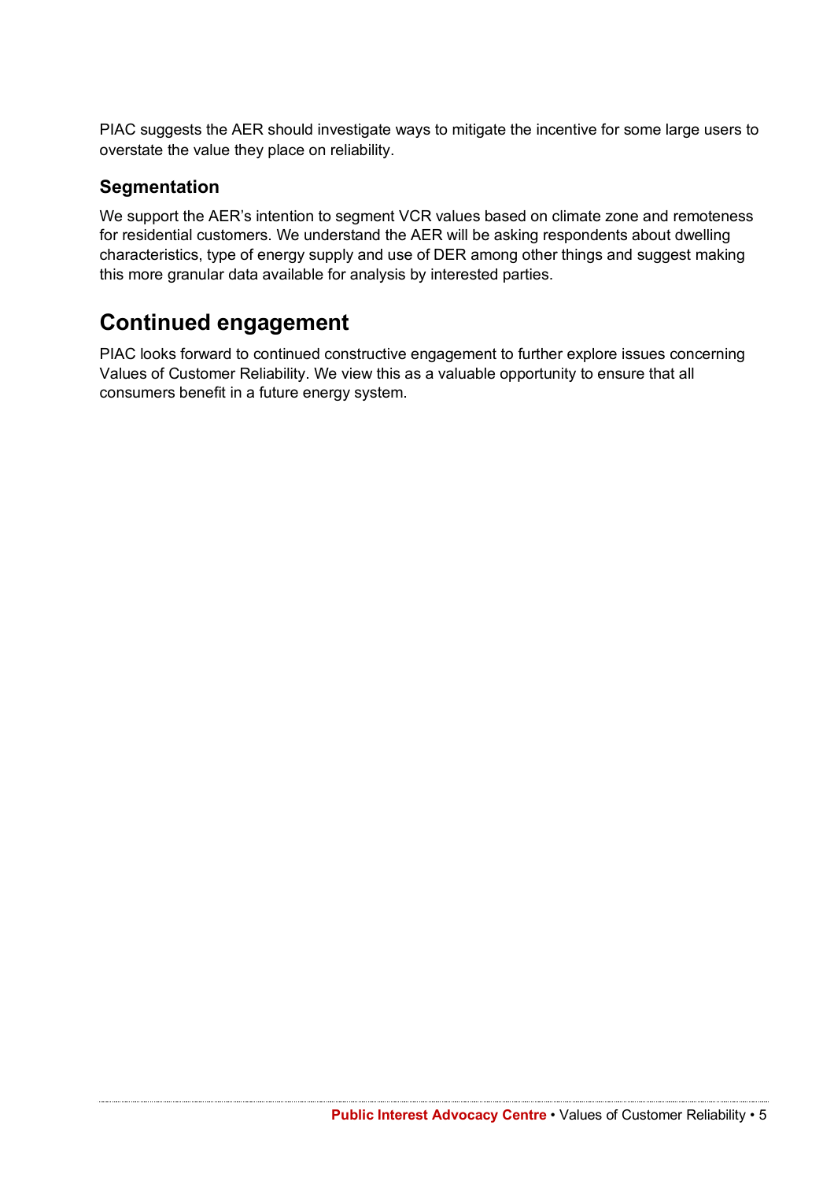PIAC suggests the AER should investigate ways to mitigate the incentive for some large users to overstate the value they place on reliability.

### Segmentation

We support the AER's intention to segment VCR values based on climate zone and remoteness for residential customers. We understand the AER will be asking respondents about dwelling characteristics, type of energy supply and use of DER among other things and suggest making this more granular data available for analysis by interested parties.

## Continued engagement

PIAC looks forward to continued constructive engagement to further explore issues concerning Values of Customer Reliability. We view this as a valuable opportunity to ensure that all consumers benefit in a future energy system.